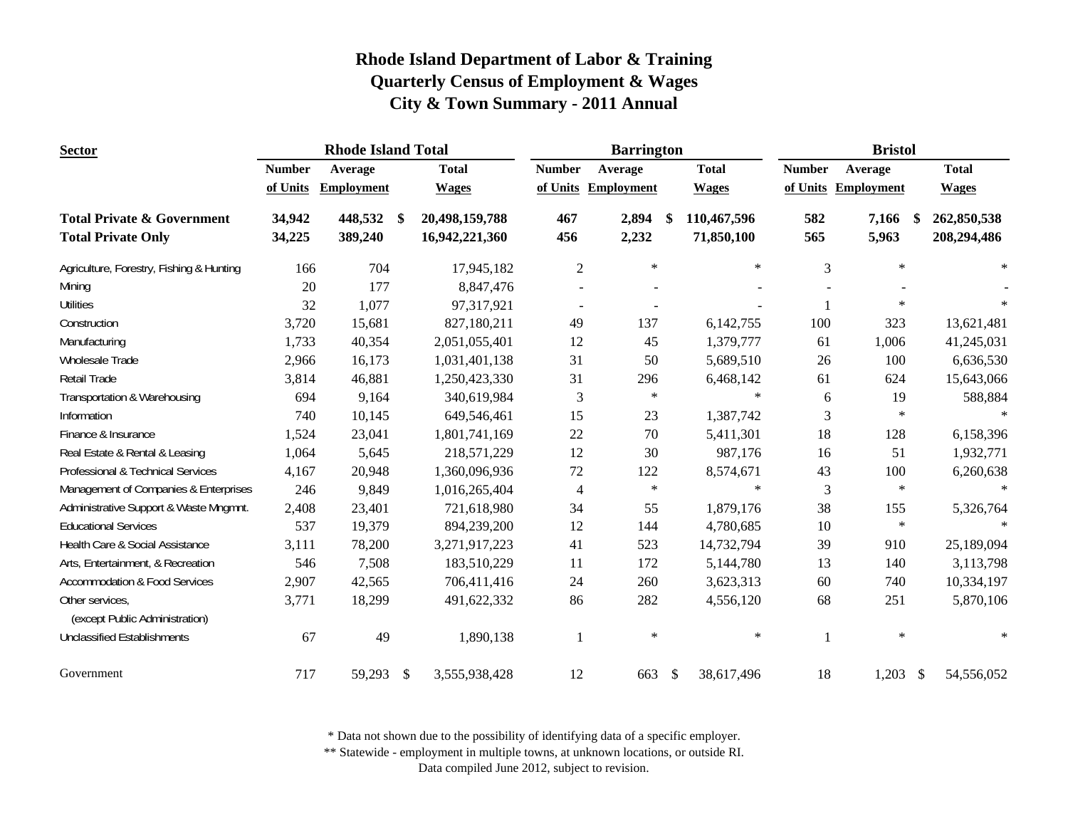# Rhode Island Department of Labor & Training
## Quarterly Census of Employment & Wages
## City & Town Summary - 2011 Annual

| Sector | Rhode Island Total | | | Barrington | | | Bristol | | |
|---|---|---|---|---|---|---|---|---|---|
| | Number of Units | Average Employment | Total Wages | Number of Units | Average Employment | Total Wages | Number of Units | Average Employment | Total Wages |
| **Total Private & Government** | **34,942** | **448,532** | **$ 20,498,159,788** | **467** | **2,894** | **$ 110,467,596** | **582** | **7,166** | **$ 262,850,538** |
| **Total Private Only** | **34,225** | **389,240** | **16,942,221,360** | **456** | **2,232** | **71,850,100** | **565** | **5,963** | **208,294,486** |
| Agriculture, Forestry, Fishing & Hunting | 166 | 704 | 17,945,182 | 2 | * | * | 3 | * | * |
| Mining | 20 | 177 | 8,847,476 | - | - | - | - | - | - |
| Utilities | 32 | 1,077 | 97,317,921 | - | - | - | 1 | * | * |
| Construction | 3,720 | 15,681 | 827,180,211 | 49 | 137 | 6,142,755 | 100 | 323 | 13,621,481 |
| Manufacturing | 1,733 | 40,354 | 2,051,055,401 | 12 | 45 | 1,379,777 | 61 | 1,006 | 41,245,031 |
| Wholesale Trade | 2,966 | 16,173 | 1,031,401,138 | 31 | 50 | 5,689,510 | 26 | 100 | 6,636,530 |
| Retail Trade | 3,814 | 46,881 | 1,250,423,330 | 31 | 296 | 6,468,142 | 61 | 624 | 15,643,066 |
| Transportation & Warehousing | 694 | 9,164 | 340,619,984 | 3 | * | * | 6 | 19 | 588,884 |
| Information | 740 | 10,145 | 649,546,461 | 15 | 23 | 1,387,742 | 3 | * | * |
| Finance & Insurance | 1,524 | 23,041 | 1,801,741,169 | 22 | 70 | 5,411,301 | 18 | 128 | 6,158,396 |
| Real Estate & Rental & Leasing | 1,064 | 5,645 | 218,571,229 | 12 | 30 | 987,176 | 16 | 51 | 1,932,771 |
| Professional & Technical Services | 4,167 | 20,948 | 1,360,096,936 | 72 | 122 | 8,574,671 | 43 | 100 | 6,260,638 |
| Management of Companies & Enterprises | 246 | 9,849 | 1,016,265,404 | 4 | * | * | 3 | * | * |
| Administrative Support & Waste Mngmnt. | 2,408 | 23,401 | 721,618,980 | 34 | 55 | 1,879,176 | 38 | 155 | 5,326,764 |
| Educational Services | 537 | 19,379 | 894,239,200 | 12 | 144 | 4,780,685 | 10 | * | * |
| Health Care & Social Assistance | 3,111 | 78,200 | 3,271,917,223 | 41 | 523 | 14,732,794 | 39 | 910 | 25,189,094 |
| Arts, Entertainment, & Recreation | 546 | 7,508 | 183,510,229 | 11 | 172 | 5,144,780 | 13 | 140 | 3,113,798 |
| Accommodation & Food Services | 2,907 | 42,565 | 706,411,416 | 24 | 260 | 3,623,313 | 60 | 740 | 10,334,197 |
| Other services, (except Public Administration) | 3,771 | 18,299 | 491,622,332 | 86 | 282 | 4,556,120 | 68 | 251 | 5,870,106 |
| Unclassified Establishments | 67 | 49 | 1,890,138 | 1 | * | * | 1 | * | * |
| Government | 717 | 59,293 | $ 3,555,938,428 | 12 | 663 | $ 38,617,496 | 18 | 1,203 | $ 54,556,052 |

\* Data not shown due to the possibility of identifying data of a specific employer.

** Statewide - employment in multiple towns, at unknown locations, or outside RI.

Data compiled June 2012, subject to revision.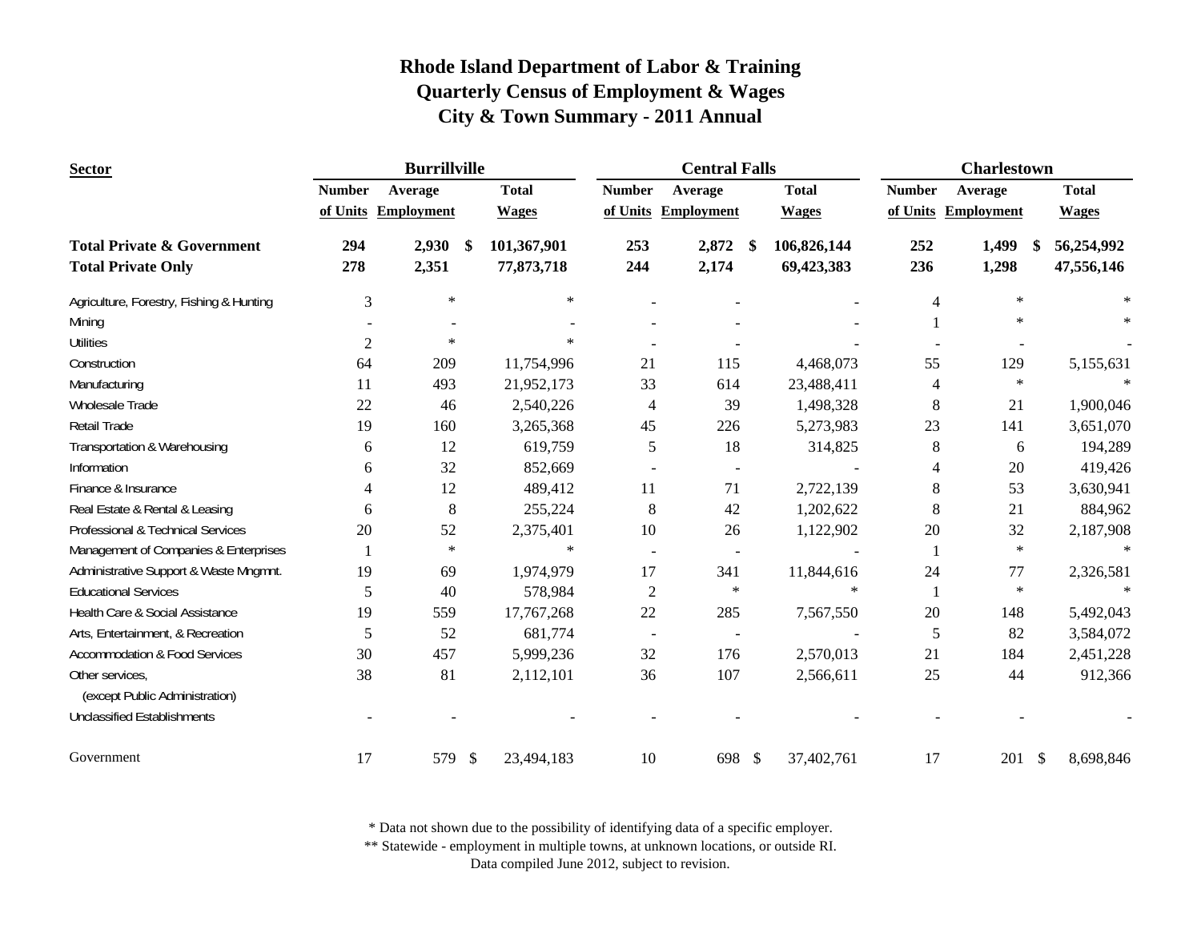# Rhode Island Department of Labor & Training
## Quarterly Census of Employment & Wages
## City & Town Summary - 2011 Annual

| Sector | Burrillville | | | Central Falls | | | Charlestown | | |
|---|---|---|---|---|---|---|---|---|---|
| | Number of Units | Average Employment | Total Wages | Number of Units | Average Employment | Total Wages | Number of Units | Average Employment | Total Wages |
| **Total Private & Government** | **294** | **2,930** | **$ 101,367,901** | **253** | **2,872** | **$ 106,826,144** | **252** | **1,499** | **$ 56,254,992** |
| **Total Private Only** | **278** | **2,351** | **77,873,718** | **244** | **2,174** | **69,423,383** | **236** | **1,298** | **47,556,146** |
| Agriculture, Forestry, Fishing & Hunting | 3 | * | * | - | - | - | 4 | * | * |
| Mining | - | - | - | - | - | - | 1 | * | * |
| Utilities | 2 | * | * | - | - | - | - | - | - |
| Construction | 64 | 209 | 11,754,996 | 21 | 115 | 4,468,073 | 55 | 129 | 5,155,631 |
| Manufacturing | 11 | 493 | 21,952,173 | 33 | 614 | 23,488,411 | 4 | * | * |
| Wholesale Trade | 22 | 46 | 2,540,226 | 4 | 39 | 1,498,328 | 8 | 21 | 1,900,046 |
| Retail Trade | 19 | 160 | 3,265,368 | 45 | 226 | 5,273,983 | 23 | 141 | 3,651,070 |
| Transportation & Warehousing | 6 | 12 | 619,759 | 5 | 18 | 314,825 | 8 | 6 | 194,289 |
| Information | 6 | 32 | 852,669 | - | - | - | 4 | 20 | 419,426 |
| Finance & Insurance | 4 | 12 | 489,412 | 11 | 71 | 2,722,139 | 8 | 53 | 3,630,941 |
| Real Estate & Rental & Leasing | 6 | 8 | 255,224 | 8 | 42 | 1,202,622 | 8 | 21 | 884,962 |
| Professional & Technical Services | 20 | 52 | 2,375,401 | 10 | 26 | 1,122,902 | 20 | 32 | 2,187,908 |
| Management of Companies & Enterprises | 1 | * | * | - | - | - | 1 | * | * |
| Administrative Support & Waste Mngmnt. | 19 | 69 | 1,974,979 | 17 | 341 | 11,844,616 | 24 | 77 | 2,326,581 |
| Educational Services | 5 | 40 | 578,984 | 2 | * | * | 1 | * | * |
| Health Care & Social Assistance | 19 | 559 | 17,767,268 | 22 | 285 | 7,567,550 | 20 | 148 | 5,492,043 |
| Arts, Entertainment, & Recreation | 5 | 52 | 681,774 | - | - | - | 5 | 82 | 3,584,072 |
| Accommodation & Food Services | 30 | 457 | 5,999,236 | 32 | 176 | 2,570,013 | 21 | 184 | 2,451,228 |
| Other services, (except Public Administration) | 38 | 81 | 2,112,101 | 36 | 107 | 2,566,611 | 25 | 44 | 912,366 |
| Unclassified Establishments | - | - | - | - | - | - | - | - | - |
| Government | 17 | 579 | $ 23,494,183 | 10 | 698 | $ 37,402,761 | 17 | 201 | $ 8,698,846 |

\* Data not shown due to the possibility of identifying data of a specific employer.

\** Statewide - employment in multiple towns, at unknown locations, or outside RI.

Data compiled June 2012, subject to revision.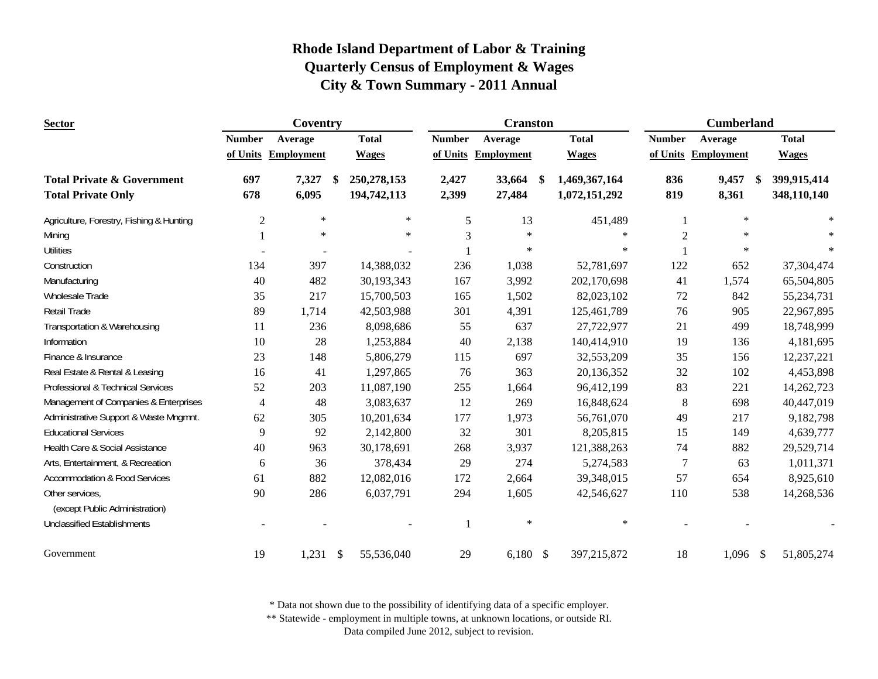# Rhode Island Department of Labor & Training
## Quarterly Census of Employment & Wages
## City & Town Summary - 2011 Annual

| Sector | Coventry | | | Cranston | | | Cumberland | | |
|---|---|---|---|---|---|---|---|---|---|
| | Number of Units | Average Employment | Total Wages | Number of Units | Average Employment | Total Wages | Number of Units | Average Employment | Total Wages |
| **Total Private & Government** | **697** | **7,327** | **$ 250,278,153** | **2,427** | **33,664** | **$ 1,469,367,164** | **836** | **9,457** | **$ 399,915,414** |
| **Total Private Only** | **678** | **6,095** | **194,742,113** | **2,399** | **27,484** | **1,072,151,292** | **819** | **8,361** | **348,110,140** |
| Agriculture, Forestry, Fishing & Hunting | 2 | * | * | 5 | 13 | 451,489 | 1 | * | * |
| Mining | 1 | * | * | 3 | * | * | 2 | * | * |
| Utilities | - | - | - | 1 | * | * | 1 | * | * |
| Construction | 134 | 397 | 14,388,032 | 236 | 1,038 | 52,781,697 | 122 | 652 | 37,304,474 |
| Manufacturing | 40 | 482 | 30,193,343 | 167 | 3,992 | 202,170,698 | 41 | 1,574 | 65,504,805 |
| Wholesale Trade | 35 | 217 | 15,700,503 | 165 | 1,502 | 82,023,102 | 72 | 842 | 55,234,731 |
| Retail Trade | 89 | 1,714 | 42,503,988 | 301 | 4,391 | 125,461,789 | 76 | 905 | 22,967,895 |
| Transportation & Warehousing | 11 | 236 | 8,098,686 | 55 | 637 | 27,722,977 | 21 | 499 | 18,748,999 |
| Information | 10 | 28 | 1,253,884 | 40 | 2,138 | 140,414,910 | 19 | 136 | 4,181,695 |
| Finance & Insurance | 23 | 148 | 5,806,279 | 115 | 697 | 32,553,209 | 35 | 156 | 12,237,221 |
| Real Estate & Rental & Leasing | 16 | 41 | 1,297,865 | 76 | 363 | 20,136,352 | 32 | 102 | 4,453,898 |
| Professional & Technical Services | 52 | 203 | 11,087,190 | 255 | 1,664 | 96,412,199 | 83 | 221 | 14,262,723 |
| Management of Companies & Enterprises | 4 | 48 | 3,083,637 | 12 | 269 | 16,848,624 | 8 | 698 | 40,447,019 |
| Administrative Support & Waste Mngmnt. | 62 | 305 | 10,201,634 | 177 | 1,973 | 56,761,070 | 49 | 217 | 9,182,798 |
| Educational Services | 9 | 92 | 2,142,800 | 32 | 301 | 8,205,815 | 15 | 149 | 4,639,777 |
| Health Care & Social Assistance | 40 | 963 | 30,178,691 | 268 | 3,937 | 121,388,263 | 74 | 882 | 29,529,714 |
| Arts, Entertainment, & Recreation | 6 | 36 | 378,434 | 29 | 274 | 5,274,583 | 7 | 63 | 1,011,371 |
| Accommodation & Food Services | 61 | 882 | 12,082,016 | 172 | 2,664 | 39,348,015 | 57 | 654 | 8,925,610 |
| Other services, (except Public Administration) | 90 | 286 | 6,037,791 | 294 | 1,605 | 42,546,627 | 110 | 538 | 14,268,536 |
| Unclassified Establishments | - | - | - | 1 | * | * | - | - | - |
| Government | 19 | 1,231 | $ 55,536,040 | 29 | 6,180 | $ 397,215,872 | 18 | 1,096 | $ 51,805,274 |

\* Data not shown due to the possibility of identifying data of a specific employer.

\*\* Statewide - employment in multiple towns, at unknown locations, or outside RI.

Data compiled June 2012, subject to revision.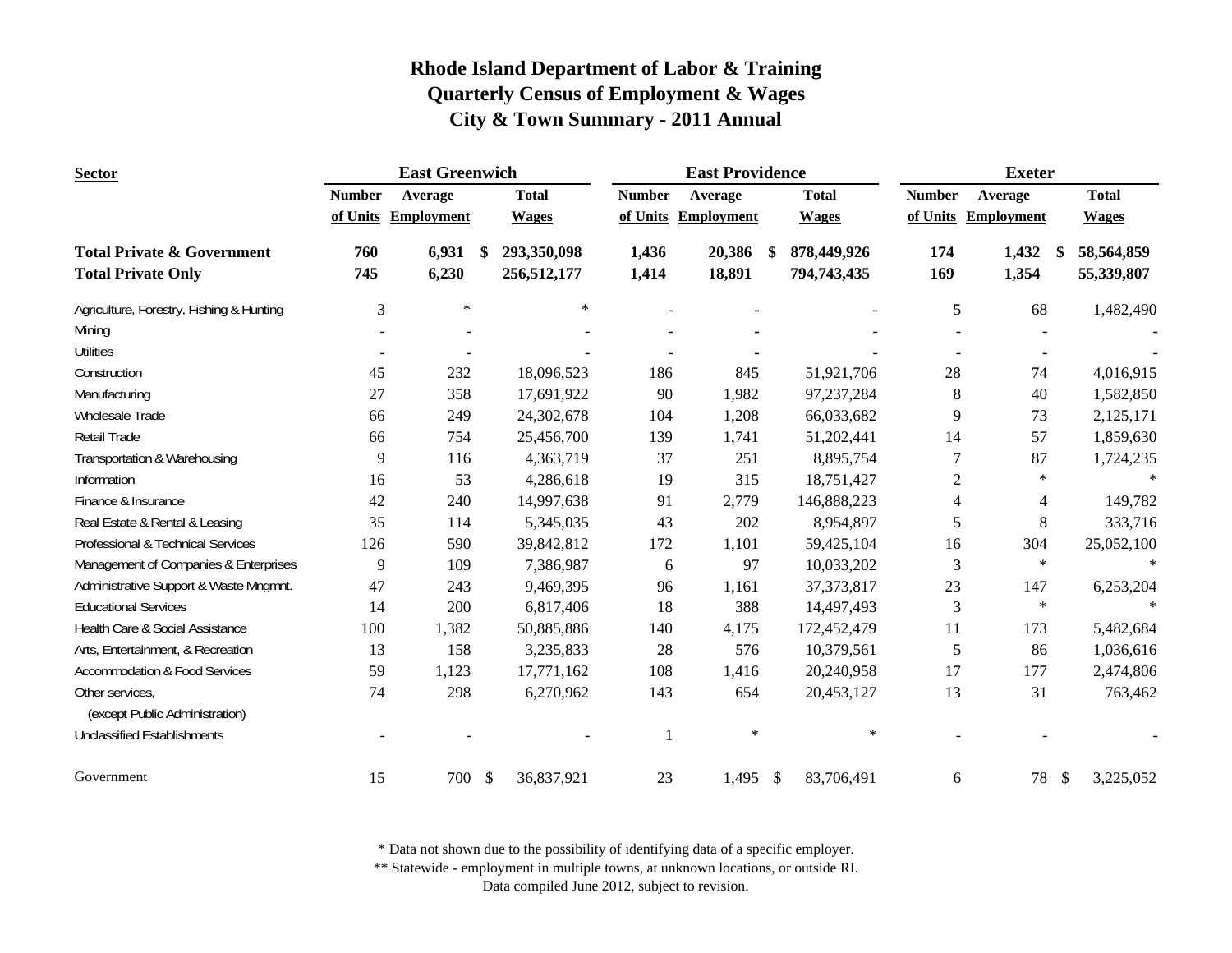# Rhode Island Department of Labor & Training
# Quarterly Census of Employment & Wages
# City & Town Summary - 2011 Annual

| Sector | East Greenwich | | | East Providence | | | Exeter | | |
|---|---|---|---|---|---|---|---|---|---|
| | Number of Units | Average Employment | Total Wages | Number of Units | Average Employment | Total Wages | Number of Units | Average Employment | Total Wages |
| **Total Private & Government** | **760** | **6,931** | **$ 293,350,098** | **1,436** | **20,386** | **$ 878,449,926** | **174** | **1,432** | **$ 58,564,859** |
| **Total Private Only** | **745** | **6,230** | **256,512,177** | **1,414** | **18,891** | **794,743,435** | **169** | **1,354** | **55,339,807** |
| Agriculture, Forestry, Fishing & Hunting | 3 | * | * | - | - | - | 5 | 68 | 1,482,490 |
| Mining | - | - | - | - | - | - | - | - | - |
| Utilities | - | - | - | - | - | - | - | - | - |
| Construction | 45 | 232 | 18,096,523 | 186 | 845 | 51,921,706 | 28 | 74 | 4,016,915 |
| Manufacturing | 27 | 358 | 17,691,922 | 90 | 1,982 | 97,237,284 | 8 | 40 | 1,582,850 |
| Wholesale Trade | 66 | 249 | 24,302,678 | 104 | 1,208 | 66,033,682 | 9 | 73 | 2,125,171 |
| Retail Trade | 66 | 754 | 25,456,700 | 139 | 1,741 | 51,202,441 | 14 | 57 | 1,859,630 |
| Transportation & Warehousing | 9 | 116 | 4,363,719 | 37 | 251 | 8,895,754 | 7 | 87 | 1,724,235 |
| Information | 16 | 53 | 4,286,618 | 19 | 315 | 18,751,427 | 2 | * | * |
| Finance & Insurance | 42 | 240 | 14,997,638 | 91 | 2,779 | 146,888,223 | 4 | 4 | 149,782 |
| Real Estate & Rental & Leasing | 35 | 114 | 5,345,035 | 43 | 202 | 8,954,897 | 5 | 8 | 333,716 |
| Professional & Technical Services | 126 | 590 | 39,842,812 | 172 | 1,101 | 59,425,104 | 16 | 304 | 25,052,100 |
| Management of Companies & Enterprises | 9 | 109 | 7,386,987 | 6 | 97 | 10,033,202 | 3 | * | * |
| Administrative Support & Waste Mngmnt. | 47 | 243 | 9,469,395 | 96 | 1,161 | 37,373,817 | 23 | 147 | 6,253,204 |
| Educational Services | 14 | 200 | 6,817,406 | 18 | 388 | 14,497,493 | 3 | * | * |
| Health Care & Social Assistance | 100 | 1,382 | 50,885,886 | 140 | 4,175 | 172,452,479 | 11 | 173 | 5,482,684 |
| Arts, Entertainment, & Recreation | 13 | 158 | 3,235,833 | 28 | 576 | 10,379,561 | 5 | 86 | 1,036,616 |
| Accommodation & Food Services | 59 | 1,123 | 17,771,162 | 108 | 1,416 | 20,240,958 | 17 | 177 | 2,474,806 |
| Other services, (except Public Administration) | 74 | 298 | 6,270,962 | 143 | 654 | 20,453,127 | 13 | 31 | 763,462 |
| Unclassified Establishments | - | - | - | 1 | * | * | - | - | - |
| Government | 15 | 700 | $ 36,837,921 | 23 | 1,495 | $ 83,706,491 | 6 | 78 | $ 3,225,052 |

\* Data not shown due to the possibility of identifying data of a specific employer.

\** Statewide - employment in multiple towns, at unknown locations, or outside RI.

Data compiled June 2012, subject to revision.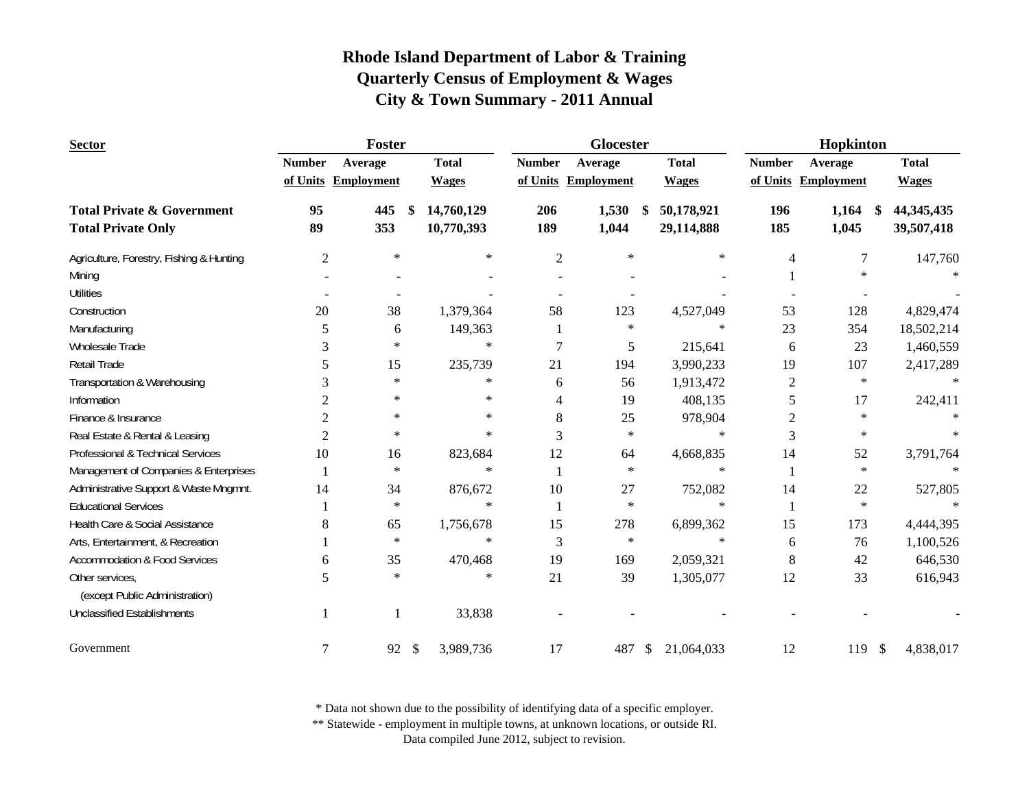# Rhode Island Department of Labor & Training
## Quarterly Census of Employment & Wages
## City & Town Summary - 2011 Annual

| Sector | Foster | | | Glocester | | | Hopkinton | | |
|---|---|---|---|---|---|---|---|---|---|
| | Number of Units | Average Employment | Total Wages | Number of Units | Average Employment | Total Wages | Number of Units | Average Employment | Total Wages |
| **Total Private & Government** | **95** | **445** | **$ 14,760,129** | **206** | **1,530** | **$ 50,178,921** | **196** | **1,164** | **$ 44,345,435** |
| **Total Private Only** | **89** | **353** | **10,770,393** | **189** | **1,044** | **29,114,888** | **185** | **1,045** | **39,507,418** |
| Agriculture, Forestry, Fishing & Hunting | 2 | * | * | 2 | * | * | 4 | 7 | 147,760 |
| Mining | - | - | - | - | - | - | 1 | * | * |
| Utilities | - | - | - | - | - | - | - | - | - |
| Construction | 20 | 38 | 1,379,364 | 58 | 123 | 4,527,049 | 53 | 128 | 4,829,474 |
| Manufacturing | 5 | 6 | 149,363 | 1 | * | * | 23 | 354 | 18,502,214 |
| Wholesale Trade | 3 | * | * | 7 | 5 | 215,641 | 6 | 23 | 1,460,559 |
| Retail Trade | 5 | 15 | 235,739 | 21 | 194 | 3,990,233 | 19 | 107 | 2,417,289 |
| Transportation & Warehousing | 3 | * | * | 6 | 56 | 1,913,472 | 2 | * | * |
| Information | 2 | * | * | 4 | 19 | 408,135 | 5 | 17 | 242,411 |
| Finance & Insurance | 2 | * | * | 8 | 25 | 978,904 | 2 | * | * |
| Real Estate & Rental & Leasing | 2 | * | * | 3 | * | * | 3 | * | * |
| Professional & Technical Services | 10 | 16 | 823,684 | 12 | 64 | 4,668,835 | 14 | 52 | 3,791,764 |
| Management of Companies & Enterprises | 1 | * | * | 1 | * | * | 1 | * | * |
| Administrative Support & Waste Mngmnt. | 14 | 34 | 876,672 | 10 | 27 | 752,082 | 14 | 22 | 527,805 |
| Educational Services | 1 | * | * | 1 | * | * | 1 | * | * |
| Health Care & Social Assistance | 8 | 65 | 1,756,678 | 15 | 278 | 6,899,362 | 15 | 173 | 4,444,395 |
| Arts, Entertainment, & Recreation | 1 | * | * | 3 | * | * | 6 | 76 | 1,100,526 |
| Accommodation & Food Services | 6 | 35 | 470,468 | 19 | 169 | 2,059,321 | 8 | 42 | 646,530 |
| Other services, (except Public Administration) | 5 | * | * | 21 | 39 | 1,305,077 | 12 | 33 | 616,943 |
| Unclassified Establishments | 1 | 1 | 33,838 | - | - | - | - | - | - |
| Government | 7 | 92 | $ 3,989,736 | 17 | 487 | $ 21,064,033 | 12 | 119 | $ 4,838,017 |

\* Data not shown due to the possibility of identifying data of a specific employer.
** Statewide - employment in multiple towns, at unknown locations, or outside RI.
Data compiled June 2012, subject to revision.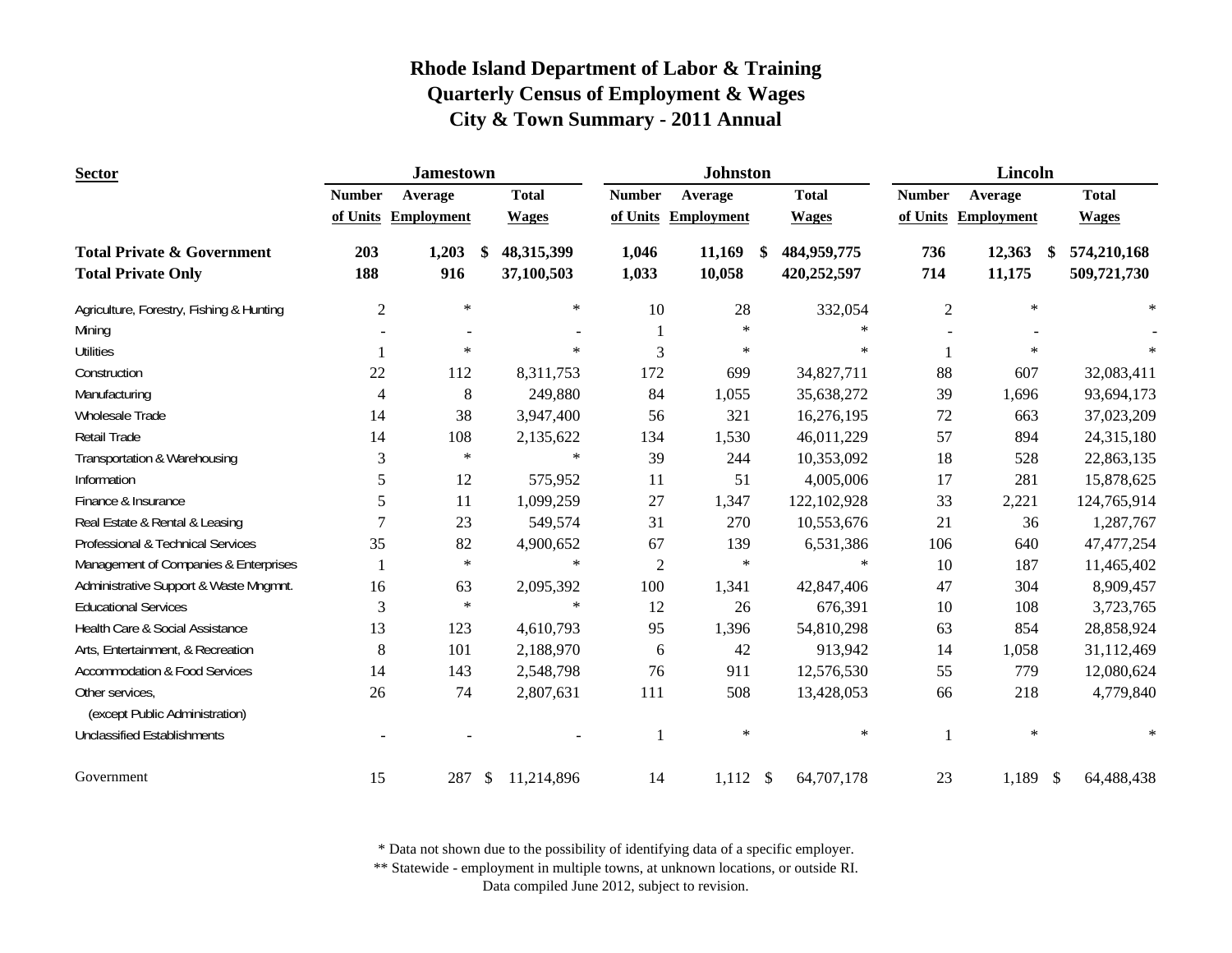# Rhode Island Department of Labor & Training
# Quarterly Census of Employment & Wages
# City & Town Summary - 2011 Annual

| Sector | Jamestown | | | Johnston | | | Lincoln | | |
|---|---|---|---|---|---|---|---|---|---|
| | Number of Units | Average Employment | Total Wages | Number of Units | Average Employment | Total Wages | Number of Units | Average Employment | Total Wages |
| **Total Private & Government** | **203** | **1,203** | **$ 48,315,399** | **1,046** | **11,169** | **$ 484,959,775** | **736** | **12,363** | **$ 574,210,168** |
| **Total Private Only** | **188** | **916** | **37,100,503** | **1,033** | **10,058** | **420,252,597** | **714** | **11,175** | **509,721,730** |
| Agriculture, Forestry, Fishing & Hunting | 2 | * | * | 10 | 28 | 332,054 | 2 | * | * |
| Mining | - | - | - | 1 | * | * | - | - | - |
| Utilities | 1 | * | * | 3 | * | * | 1 | * | * |
| Construction | 22 | 112 | 8,311,753 | 172 | 699 | 34,827,711 | 88 | 607 | 32,083,411 |
| Manufacturing | 4 | 8 | 249,880 | 84 | 1,055 | 35,638,272 | 39 | 1,696 | 93,694,173 |
| Wholesale Trade | 14 | 38 | 3,947,400 | 56 | 321 | 16,276,195 | 72 | 663 | 37,023,209 |
| Retail Trade | 14 | 108 | 2,135,622 | 134 | 1,530 | 46,011,229 | 57 | 894 | 24,315,180 |
| Transportation & Warehousing | 3 | * | * | 39 | 244 | 10,353,092 | 18 | 528 | 22,863,135 |
| Information | 5 | 12 | 575,952 | 11 | 51 | 4,005,006 | 17 | 281 | 15,878,625 |
| Finance & Insurance | 5 | 11 | 1,099,259 | 27 | 1,347 | 122,102,928 | 33 | 2,221 | 124,765,914 |
| Real Estate & Rental & Leasing | 7 | 23 | 549,574 | 31 | 270 | 10,553,676 | 21 | 36 | 1,287,767 |
| Professional & Technical Services | 35 | 82 | 4,900,652 | 67 | 139 | 6,531,386 | 106 | 640 | 47,477,254 |
| Management of Companies & Enterprises | 1 | * | * | 2 | * | * | 10 | 187 | 11,465,402 |
| Administrative Support & Waste Mngmnt. | 16 | 63 | 2,095,392 | 100 | 1,341 | 42,847,406 | 47 | 304 | 8,909,457 |
| Educational Services | 3 | * | * | 12 | 26 | 676,391 | 10 | 108 | 3,723,765 |
| Health Care & Social Assistance | 13 | 123 | 4,610,793 | 95 | 1,396 | 54,810,298 | 63 | 854 | 28,858,924 |
| Arts, Entertainment, & Recreation | 8 | 101 | 2,188,970 | 6 | 42 | 913,942 | 14 | 1,058 | 31,112,469 |
| Accommodation & Food Services | 14 | 143 | 2,548,798 | 76 | 911 | 12,576,530 | 55 | 779 | 12,080,624 |
| Other services, (except Public Administration) | 26 | 74 | 2,807,631 | 111 | 508 | 13,428,053 | 66 | 218 | 4,779,840 |
| Unclassified Establishments | - | - | - | 1 | * | * | 1 | * | * |
| Government | 15 | 287 | $ 11,214,896 | 14 | 1,112 | $ 64,707,178 | 23 | 1,189 | $ 64,488,438 |

* Data not shown due to the possibility of identifying data of a specific employer.
** Statewide - employment in multiple towns, at unknown locations, or outside RI.
Data compiled June 2012, subject to revision.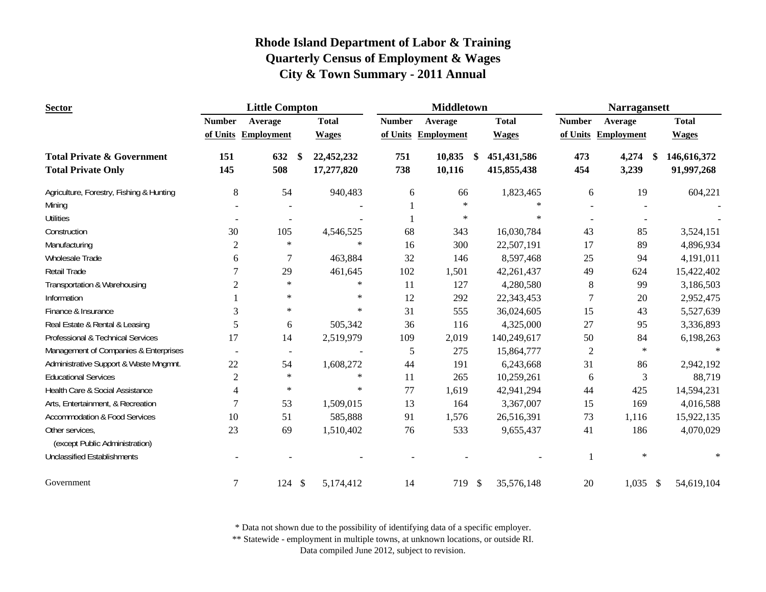# Rhode Island Department of Labor & Training
## Quarterly Census of Employment & Wages
## City & Town Summary - 2011 Annual

| Sector | Little Compton | | | Middletown | | | Narragansett | | |
|---|---|---|---|---|---|---|---|---|---|
| | Number of Units | Average Employment | Total Wages | Number of Units | Average Employment | Total Wages | Number of Units | Average Employment | Total Wages |
| **Total Private & Government** | **151** | **632** | **$ 22,452,232** | **751** | **10,835** | **$ 451,431,586** | **473** | **4,274** | **$ 146,616,372** |
| **Total Private Only** | **145** | **508** | **17,277,820** | **738** | **10,116** | **415,855,438** | **454** | **3,239** | **91,997,268** |
| Agriculture, Forestry, Fishing & Hunting | 8 | 54 | 940,483 | 6 | 66 | 1,823,465 | 6 | 19 | 604,221 |
| Mining | - | - | - | 1 | * | * | - | - | - |
| Utilities | - | - | - | 1 | * | * | - | - | - |
| Construction | 30 | 105 | 4,546,525 | 68 | 343 | 16,030,784 | 43 | 85 | 3,524,151 |
| Manufacturing | 2 | * | * | 16 | 300 | 22,507,191 | 17 | 89 | 4,896,934 |
| Wholesale Trade | 6 | 7 | 463,884 | 32 | 146 | 8,597,468 | 25 | 94 | 4,191,011 |
| Retail Trade | 7 | 29 | 461,645 | 102 | 1,501 | 42,261,437 | 49 | 624 | 15,422,402 |
| Transportation & Warehousing | 2 | * | * | 11 | 127 | 4,280,580 | 8 | 99 | 3,186,503 |
| Information | 1 | * | * | 12 | 292 | 22,343,453 | 7 | 20 | 2,952,475 |
| Finance & Insurance | 3 | * | * | 31 | 555 | 36,024,605 | 15 | 43 | 5,527,639 |
| Real Estate & Rental & Leasing | 5 | 6 | 505,342 | 36 | 116 | 4,325,000 | 27 | 95 | 3,336,893 |
| Professional & Technical Services | 17 | 14 | 2,519,979 | 109 | 2,019 | 140,249,617 | 50 | 84 | 6,198,263 |
| Management of Companies & Enterprises | - | - | - | 5 | 275 | 15,864,777 | 2 | * | * |
| Administrative Support & Waste Mngmnt. | 22 | 54 | 1,608,272 | 44 | 191 | 6,243,668 | 31 | 86 | 2,942,192 |
| Educational Services | 2 | * | * | 11 | 265 | 10,259,261 | 6 | 3 | 88,719 |
| Health Care & Social Assistance | 4 | * | * | 77 | 1,619 | 42,941,294 | 44 | 425 | 14,594,231 |
| Arts, Entertainment, & Recreation | 7 | 53 | 1,509,015 | 13 | 164 | 3,367,007 | 15 | 169 | 4,016,588 |
| Accommodation & Food Services | 10 | 51 | 585,888 | 91 | 1,576 | 26,516,391 | 73 | 1,116 | 15,922,135 |
| Other services, (except Public Administration) | 23 | 69 | 1,510,402 | 76 | 533 | 9,655,437 | 41 | 186 | 4,070,029 |
| Unclassified Establishments | - | - | - | - | - | - | 1 | * | * |
| Government | 7 | 124 | $ 5,174,412 | 14 | 719 | $ 35,576,148 | 20 | 1,035 | $ 54,619,104 |

\* Data not shown due to the possibility of identifying data of a specific employer.
\*\* Statewide - employment in multiple towns, at unknown locations, or outside RI.
Data compiled June 2012, subject to revision.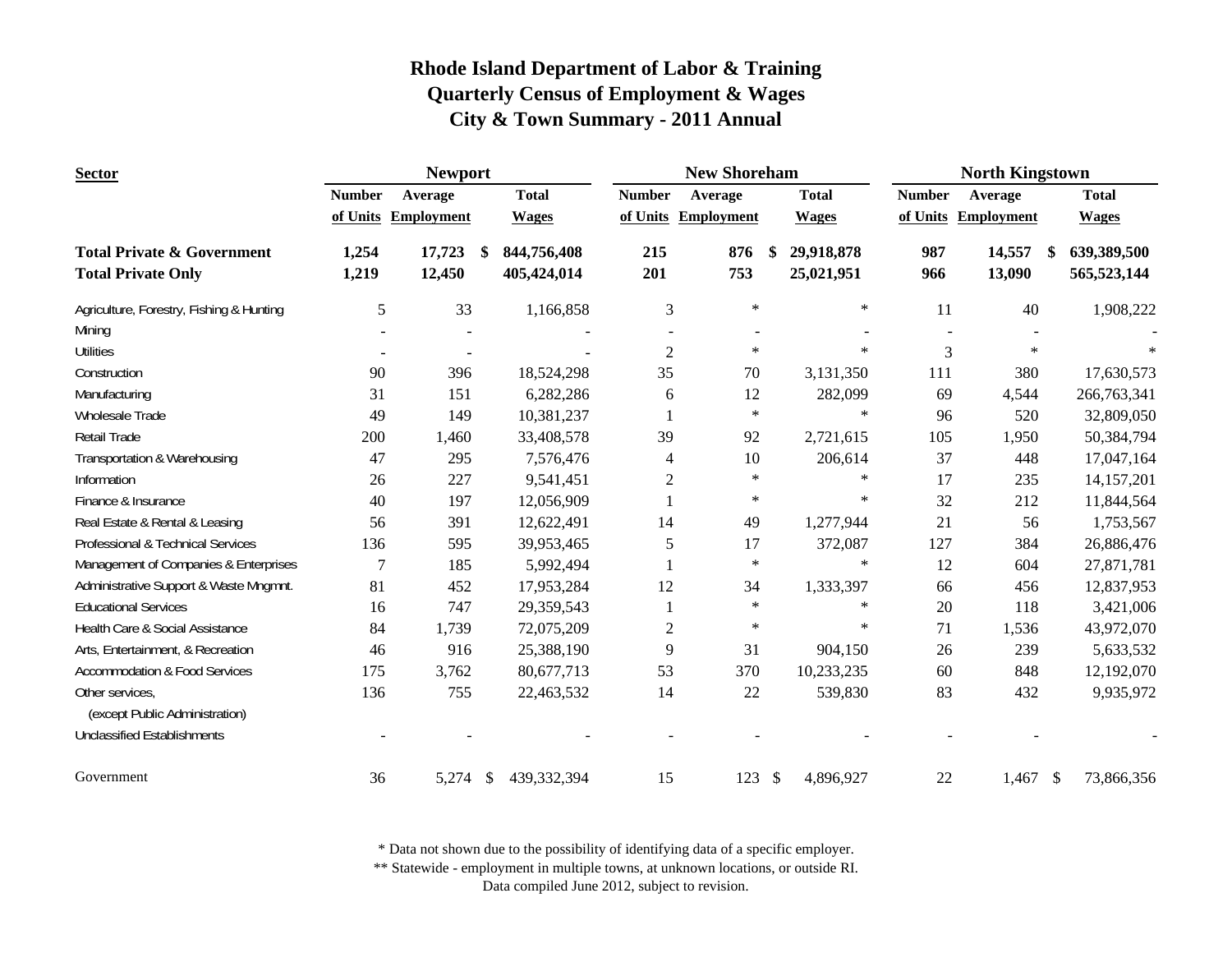# Rhode Island Department of Labor & Training
## Quarterly Census of Employment & Wages
## City & Town Summary - 2011 Annual

| Sector | Newport | | | New Shoreham | | | North Kingstown | | |
|---|---|---|---|---|---|---|---|---|---|
| | Number of Units | Average Employment | Total Wages | Number of Units | Average Employment | Total Wages | Number of Units | Average Employment | Total Wages |
| **Total Private & Government** | **1,254** | **17,723** | **$ 844,756,408** | **215** | **876** | **$ 29,918,878** | **987** | **14,557** | **$ 639,389,500** |
| **Total Private Only** | **1,219** | **12,450** | **405,424,014** | **201** | **753** | **25,021,951** | **966** | **13,090** | **565,523,144** |
| Agriculture, Forestry, Fishing & Hunting | 5 | 33 | 1,166,858 | 3 | * | * | 11 | 40 | 1,908,222 |
| Mining | - | - | - | - | - | - | - | - | - |
| Utilities | - | - | - | 2 | * | * | 3 | * | * |
| Construction | 90 | 396 | 18,524,298 | 35 | 70 | 3,131,350 | 111 | 380 | 17,630,573 |
| Manufacturing | 31 | 151 | 6,282,286 | 6 | 12 | 282,099 | 69 | 4,544 | 266,763,341 |
| Wholesale Trade | 49 | 149 | 10,381,237 | 1 | * | * | 96 | 520 | 32,809,050 |
| Retail Trade | 200 | 1,460 | 33,408,578 | 39 | 92 | 2,721,615 | 105 | 1,950 | 50,384,794 |
| Transportation & Warehousing | 47 | 295 | 7,576,476 | 4 | 10 | 206,614 | 37 | 448 | 17,047,164 |
| Information | 26 | 227 | 9,541,451 | 2 | * | * | 17 | 235 | 14,157,201 |
| Finance & Insurance | 40 | 197 | 12,056,909 | 1 | * | * | 32 | 212 | 11,844,564 |
| Real Estate & Rental & Leasing | 56 | 391 | 12,622,491 | 14 | 49 | 1,277,944 | 21 | 56 | 1,753,567 |
| Professional & Technical Services | 136 | 595 | 39,953,465 | 5 | 17 | 372,087 | 127 | 384 | 26,886,476 |
| Management of Companies & Enterprises | 7 | 185 | 5,992,494 | 1 | * | * | 12 | 604 | 27,871,781 |
| Administrative Support & Waste Mngmnt. | 81 | 452 | 17,953,284 | 12 | 34 | 1,333,397 | 66 | 456 | 12,837,953 |
| Educational Services | 16 | 747 | 29,359,543 | 1 | * | * | 20 | 118 | 3,421,006 |
| Health Care & Social Assistance | 84 | 1,739 | 72,075,209 | 2 | * | * | 71 | 1,536 | 43,972,070 |
| Arts, Entertainment, & Recreation | 46 | 916 | 25,388,190 | 9 | 31 | 904,150 | 26 | 239 | 5,633,532 |
| Accommodation & Food Services | 175 | 3,762 | 80,677,713 | 53 | 370 | 10,233,235 | 60 | 848 | 12,192,070 |
| Other services, (except Public Administration) | 136 | 755 | 22,463,532 | 14 | 22 | 539,830 | 83 | 432 | 9,935,972 |
| Unclassified Establishments | - | - | - | - | - | - | - | - | - |
| Government | 36 | 5,274 | $ 439,332,394 | 15 | 123 | $ 4,896,927 | 22 | 1,467 | $ 73,866,356 |

\* Data not shown due to the possibility of identifying data of a specific employer.
\*\* Statewide - employment in multiple towns, at unknown locations, or outside RI.
Data compiled June 2012, subject to revision.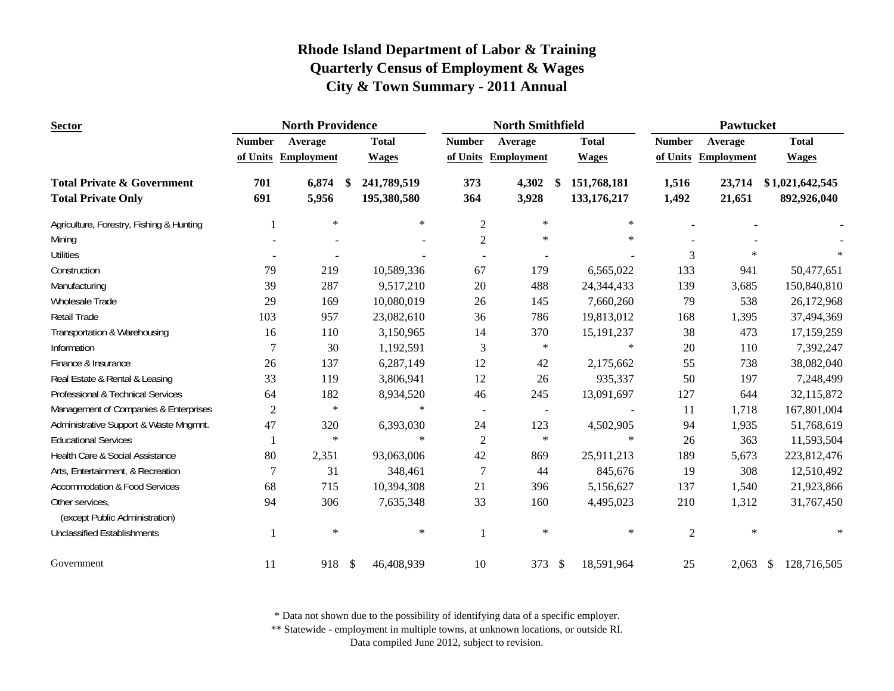# Rhode Island Department of Labor & Training
## Quarterly Census of Employment & Wages
## City & Town Summary - 2011 Annual

| Sector | North Providence | | | North Smithfield | | | Pawtucket | | |
|---|---|---|---|---|---|---|---|---|---|
| | Number of Units | Average Employment | Total Wages | Number of Units | Average Employment | Total Wages | Number of Units | Average Employment | Total Wages |
| **Total Private & Government** | **701** | **6,874** | **$ 241,789,519** | **373** | **4,302** | **$ 151,768,181** | **1,516** | **23,714** | **$ 1,021,642,545** |
| **Total Private Only** | **691** | **5,956** | **195,380,580** | **364** | **3,928** | **133,176,217** | **1,492** | **21,651** | **892,926,040** |
| Agriculture, Forestry, Fishing & Hunting | 1 | * | * | 2 | * | * | - | - | - |
| Mining | - | - | - | 2 | * | * | - | - | - |
| Utilities | - | - | - | - | - | - | 3 | * | * |
| Construction | 79 | 219 | 10,589,336 | 67 | 179 | 6,565,022 | 133 | 941 | 50,477,651 |
| Manufacturing | 39 | 287 | 9,517,210 | 20 | 488 | 24,344,433 | 139 | 3,685 | 150,840,810 |
| Wholesale Trade | 29 | 169 | 10,080,019 | 26 | 145 | 7,660,260 | 79 | 538 | 26,172,968 |
| Retail Trade | 103 | 957 | 23,082,610 | 36 | 786 | 19,813,012 | 168 | 1,395 | 37,494,369 |
| Transportation & Warehousing | 16 | 110 | 3,150,965 | 14 | 370 | 15,191,237 | 38 | 473 | 17,159,259 |
| Information | 7 | 30 | 1,192,591 | 3 | * | * | 20 | 110 | 7,392,247 |
| Finance & Insurance | 26 | 137 | 6,287,149 | 12 | 42 | 2,175,662 | 55 | 738 | 38,082,040 |
| Real Estate & Rental & Leasing | 33 | 119 | 3,806,941 | 12 | 26 | 935,337 | 50 | 197 | 7,248,499 |
| Professional & Technical Services | 64 | 182 | 8,934,520 | 46 | 245 | 13,091,697 | 127 | 644 | 32,115,872 |
| Management of Companies & Enterprises | 2 | * | * | - | - | - | 11 | 1,718 | 167,801,004 |
| Administrative Support & Waste Mngmnt. | 47 | 320 | 6,393,030 | 24 | 123 | 4,502,905 | 94 | 1,935 | 51,768,619 |
| Educational Services | 1 | * | * | 2 | * | * | 26 | 363 | 11,593,504 |
| Health Care & Social Assistance | 80 | 2,351 | 93,063,006 | 42 | 869 | 25,911,213 | 189 | 5,673 | 223,812,476 |
| Arts, Entertainment, & Recreation | 7 | 31 | 348,461 | 7 | 44 | 845,676 | 19 | 308 | 12,510,492 |
| Accommodation & Food Services | 68 | 715 | 10,394,308 | 21 | 396 | 5,156,627 | 137 | 1,540 | 21,923,866 |
| Other services, (except Public Administration) | 94 | 306 | 7,635,348 | 33 | 160 | 4,495,023 | 210 | 1,312 | 31,767,450 |
| Unclassified Establishments | 1 | * | * | 1 | * | * | 2 | * | * |
| Government | 11 | 918 | $ 46,408,939 | 10 | 373 | $ 18,591,964 | 25 | 2,063 | $ 128,716,505 |

\* Data not shown due to the possibility of identifying data of a specific employer.
\** Statewide - employment in multiple towns, at unknown locations, or outside RI.
Data compiled June 2012, subject to revision.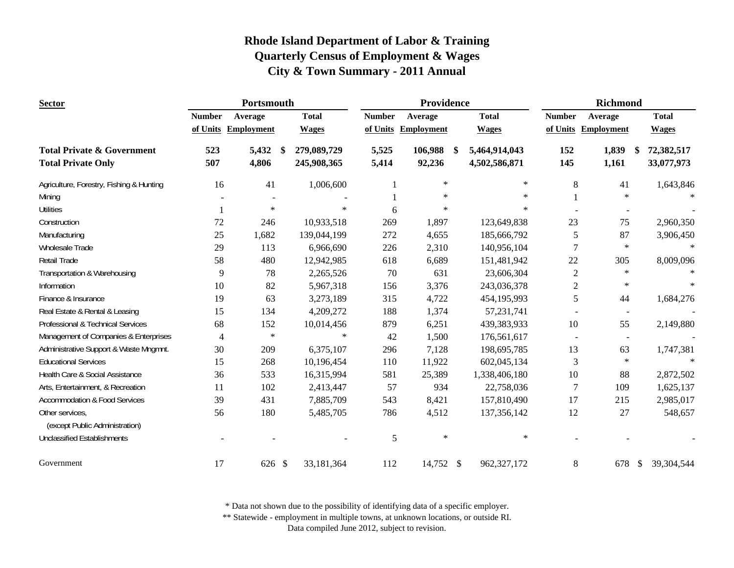# Rhode Island Department of Labor & Training
# Quarterly Census of Employment & Wages
# City & Town Summary - 2011 Annual

| Sector | Portsmouth | | | Providence | | | Richmond | | |
|---|---|---|---|---|---|---|---|---|---|
| | Number of Units | Average Employment | Total Wages | Number of Units | Average Employment | Total Wages | Number of Units | Average Employment | Total Wages |
| **Total Private & Government** | **523** | **5,432** | **$ 279,089,729** | **5,525** | **106,988** | **$ 5,464,914,043** | **152** | **1,839** | **$ 72,382,517** |
| **Total Private Only** | **507** | **4,806** | **245,908,365** | **5,414** | **92,236** | **4,502,586,871** | **145** | **1,161** | **33,077,973** |
| Agriculture, Forestry, Fishing & Hunting | 16 | 41 | 1,006,600 | 1 | * | * | 8 | 41 | 1,643,846 |
| Mining | - | - | - | 1 | * | * | 1 | * | * |
| Utilities | 1 | * | * | 6 | * | * | - | - | - |
| Construction | 72 | 246 | 10,933,518 | 269 | 1,897 | 123,649,838 | 23 | 75 | 2,960,350 |
| Manufacturing | 25 | 1,682 | 139,044,199 | 272 | 4,655 | 185,666,792 | 5 | 87 | 3,906,450 |
| Wholesale Trade | 29 | 113 | 6,966,690 | 226 | 2,310 | 140,956,104 | 7 | * | * |
| Retail Trade | 58 | 480 | 12,942,985 | 618 | 6,689 | 151,481,942 | 22 | 305 | 8,009,096 |
| Transportation & Warehousing | 9 | 78 | 2,265,526 | 70 | 631 | 23,606,304 | 2 | * | * |
| Information | 10 | 82 | 5,967,318 | 156 | 3,376 | 243,036,378 | 2 | * | * |
| Finance & Insurance | 19 | 63 | 3,273,189 | 315 | 4,722 | 454,195,993 | 5 | 44 | 1,684,276 |
| Real Estate & Rental & Leasing | 15 | 134 | 4,209,272 | 188 | 1,374 | 57,231,741 | - | - | - |
| Professional & Technical Services | 68 | 152 | 10,014,456 | 879 | 6,251 | 439,383,933 | 10 | 55 | 2,149,880 |
| Management of Companies & Enterprises | 4 | * | * | 42 | 1,500 | 176,561,617 | - | - | - |
| Administrative Support & Waste Mngmnt. | 30 | 209 | 6,375,107 | 296 | 7,128 | 198,695,785 | 13 | 63 | 1,747,381 |
| Educational Services | 15 | 268 | 10,196,454 | 110 | 11,922 | 602,045,134 | 3 | * | * |
| Health Care & Social Assistance | 36 | 533 | 16,315,994 | 581 | 25,389 | 1,338,406,180 | 10 | 88 | 2,872,502 |
| Arts, Entertainment, & Recreation | 11 | 102 | 2,413,447 | 57 | 934 | 22,758,036 | 7 | 109 | 1,625,137 |
| Accommodation & Food Services | 39 | 431 | 7,885,709 | 543 | 8,421 | 157,810,490 | 17 | 215 | 2,985,017 |
| Other services, (except Public Administration) | 56 | 180 | 5,485,705 | 786 | 4,512 | 137,356,142 | 12 | 27 | 548,657 |
| Unclassified Establishments | - | - | - | 5 | * | * | - | - | - |
| Government | 17 | 626 | $ 33,181,364 | 112 | 14,752 | $ 962,327,172 | 8 | 678 | $ 39,304,544 |

\* Data not shown due to the possibility of identifying data of a specific employer.
** Statewide - employment in multiple towns, at unknown locations, or outside RI.
Data compiled June 2012, subject to revision.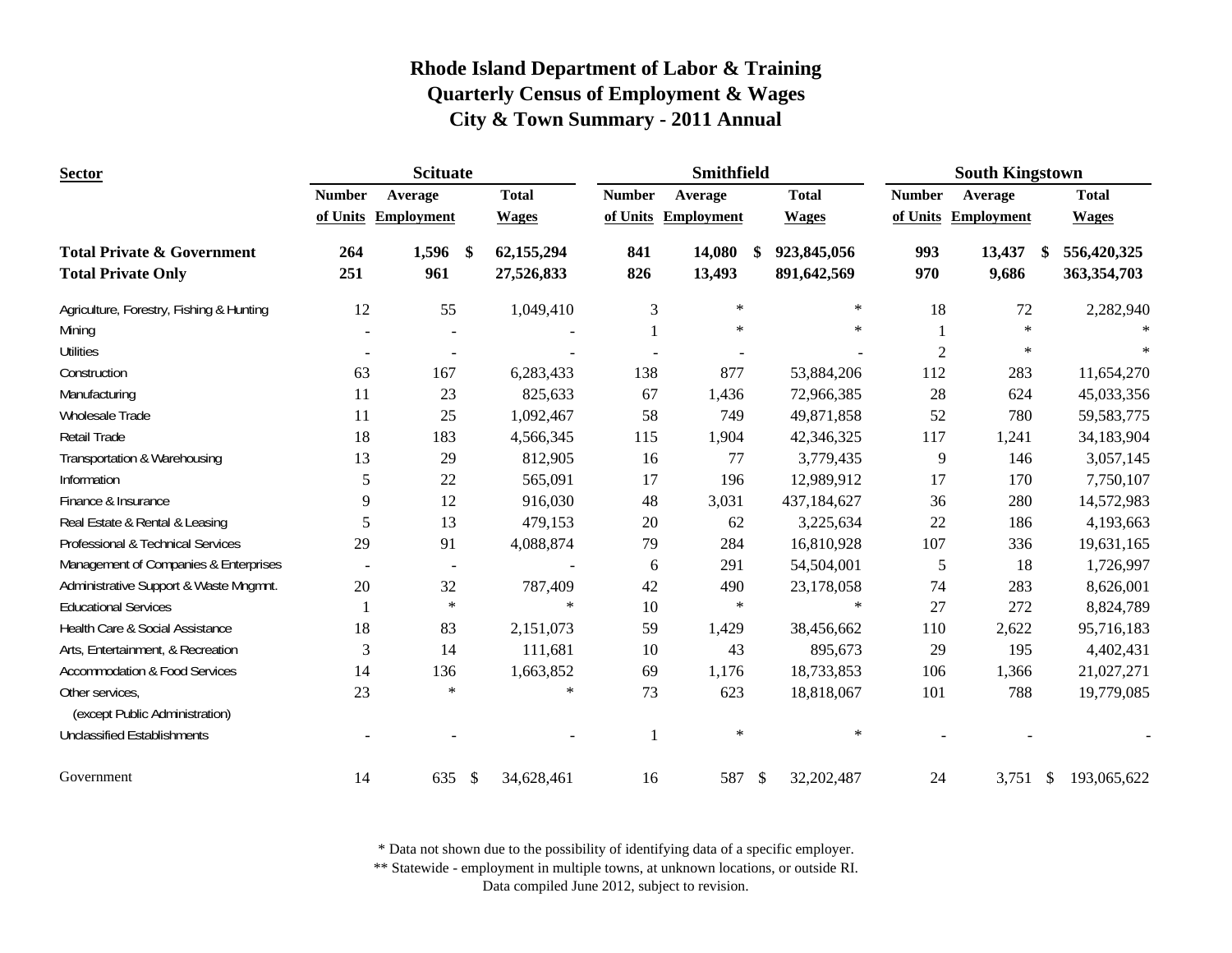# Rhode Island Department of Labor & Training
## Quarterly Census of Employment & Wages
## City & Town Summary - 2011 Annual

| Sector | Scituate | | | Smithfield | | | South Kingstown | | |
|---|---|---|---|---|---|---|---|---|---|
| | Number of Units | Average Employment | Total Wages | Number of Units | Average Employment | Total Wages | Number of Units | Average Employment | Total Wages |
| **Total Private & Government** | **264** | **1,596** | **$ 62,155,294** | **841** | **14,080** | **$ 923,845,056** | **993** | **13,437** | **$ 556,420,325** |
| **Total Private Only** | **251** | **961** | **27,526,833** | **826** | **13,493** | **891,642,569** | **970** | **9,686** | **363,354,703** |
| Agriculture, Forestry, Fishing & Hunting | 12 | 55 | 1,049,410 | 3 | * | * | 18 | 72 | 2,282,940 |
| Mining | - | - | - | 1 | * | * | 1 | * | * |
| Utilities | - | - | - | - | - | - | 2 | * | * |
| Construction | 63 | 167 | 6,283,433 | 138 | 877 | 53,884,206 | 112 | 283 | 11,654,270 |
| Manufacturing | 11 | 23 | 825,633 | 67 | 1,436 | 72,966,385 | 28 | 624 | 45,033,356 |
| Wholesale Trade | 11 | 25 | 1,092,467 | 58 | 749 | 49,871,858 | 52 | 780 | 59,583,775 |
| Retail Trade | 18 | 183 | 4,566,345 | 115 | 1,904 | 42,346,325 | 117 | 1,241 | 34,183,904 |
| Transportation & Warehousing | 13 | 29 | 812,905 | 16 | 77 | 3,779,435 | 9 | 146 | 3,057,145 |
| Information | 5 | 22 | 565,091 | 17 | 196 | 12,989,912 | 17 | 170 | 7,750,107 |
| Finance & Insurance | 9 | 12 | 916,030 | 48 | 3,031 | 437,184,627 | 36 | 280 | 14,572,983 |
| Real Estate & Rental & Leasing | 5 | 13 | 479,153 | 20 | 62 | 3,225,634 | 22 | 186 | 4,193,663 |
| Professional & Technical Services | 29 | 91 | 4,088,874 | 79 | 284 | 16,810,928 | 107 | 336 | 19,631,165 |
| Management of Companies & Enterprises | - | - | - | 6 | 291 | 54,504,001 | 5 | 18 | 1,726,997 |
| Administrative Support & Waste Mngmnt. | 20 | 32 | 787,409 | 42 | 490 | 23,178,058 | 74 | 283 | 8,626,001 |
| Educational Services | 1 | * | * | 10 | * | * | 27 | 272 | 8,824,789 |
| Health Care & Social Assistance | 18 | 83 | 2,151,073 | 59 | 1,429 | 38,456,662 | 110 | 2,622 | 95,716,183 |
| Arts, Entertainment, & Recreation | 3 | 14 | 111,681 | 10 | 43 | 895,673 | 29 | 195 | 4,402,431 |
| Accommodation & Food Services | 14 | 136 | 1,663,852 | 69 | 1,176 | 18,733,853 | 106 | 1,366 | 21,027,271 |
| Other services, (except Public Administration) | 23 | * | * | 73 | 623 | 18,818,067 | 101 | 788 | 19,779,085 |
| Unclassified Establishments | - | - | - | 1 | * | * | - | - | - |
| Government | 14 | 635 | $ 34,628,461 | 16 | 587 | $ 32,202,487 | 24 | 3,751 | $ 193,065,622 |

\* Data not shown due to the possibility of identifying data of a specific employer.

\*\* Statewide - employment in multiple towns, at unknown locations, or outside RI.

Data compiled June 2012, subject to revision.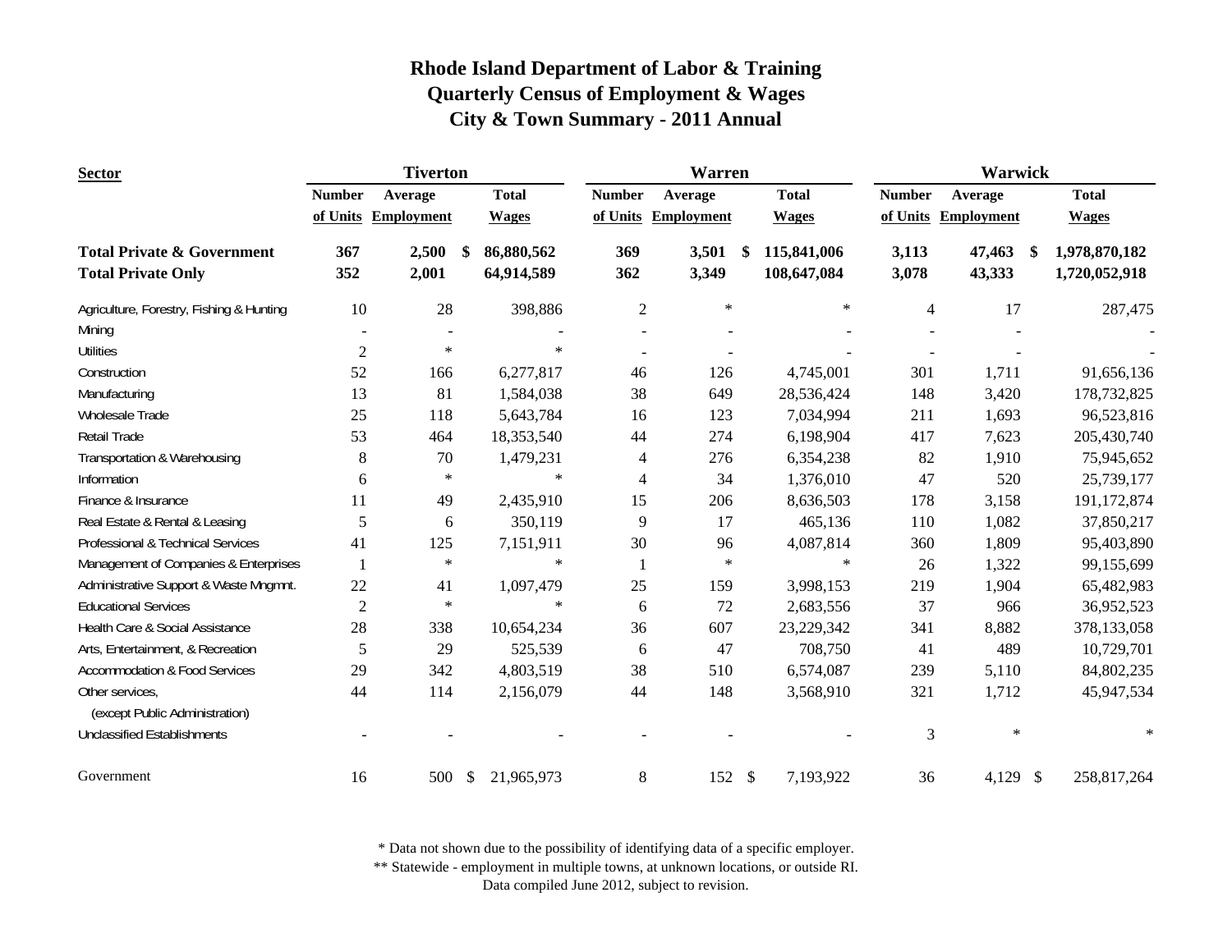# Rhode Island Department of Labor & Training
## Quarterly Census of Employment & Wages
## City & Town Summary - 2011 Annual

| Sector | Tiverton | | | Warren | | | Warwick | | |
|---|---|---|---|---|---|---|---|---|---|
| | Number of Units | Average Employment | Total Wages | Number of Units | Average Employment | Total Wages | Number of Units | Average Employment | Total Wages |
| **Total Private & Government** | **367** | **2,500** | **$ 86,880,562** | **369** | **3,501** | **$ 115,841,006** | **3,113** | **47,463** | **$ 1,978,870,182** |
| **Total Private Only** | **352** | **2,001** | **64,914,589** | **362** | **3,349** | **108,647,084** | **3,078** | **43,333** | **1,720,052,918** |
| Agriculture, Forestry, Fishing & Hunting | 10 | 28 | 398,886 | 2 | * | * | 4 | 17 | 287,475 |
| Mining | - | - | - | - | - | - | - | - | - |
| Utilities | 2 | * | * | - | - | - | - | - | - |
| Construction | 52 | 166 | 6,277,817 | 46 | 126 | 4,745,001 | 301 | 1,711 | 91,656,136 |
| Manufacturing | 13 | 81 | 1,584,038 | 38 | 649 | 28,536,424 | 148 | 3,420 | 178,732,825 |
| Wholesale Trade | 25 | 118 | 5,643,784 | 16 | 123 | 7,034,994 | 211 | 1,693 | 96,523,816 |
| Retail Trade | 53 | 464 | 18,353,540 | 44 | 274 | 6,198,904 | 417 | 7,623 | 205,430,740 |
| Transportation & Warehousing | 8 | 70 | 1,479,231 | 4 | 276 | 6,354,238 | 82 | 1,910 | 75,945,652 |
| Information | 6 | * | * | 4 | 34 | 1,376,010 | 47 | 520 | 25,739,177 |
| Finance & Insurance | 11 | 49 | 2,435,910 | 15 | 206 | 8,636,503 | 178 | 3,158 | 191,172,874 |
| Real Estate & Rental & Leasing | 5 | 6 | 350,119 | 9 | 17 | 465,136 | 110 | 1,082 | 37,850,217 |
| Professional & Technical Services | 41 | 125 | 7,151,911 | 30 | 96 | 4,087,814 | 360 | 1,809 | 95,403,890 |
| Management of Companies & Enterprises | 1 | * | * | 1 | * | * | 26 | 1,322 | 99,155,699 |
| Administrative Support & Waste Mngmnt. | 22 | 41 | 1,097,479 | 25 | 159 | 3,998,153 | 219 | 1,904 | 65,482,983 |
| Educational Services | 2 | * | * | 6 | 72 | 2,683,556 | 37 | 966 | 36,952,523 |
| Health Care & Social Assistance | 28 | 338 | 10,654,234 | 36 | 607 | 23,229,342 | 341 | 8,882 | 378,133,058 |
| Arts, Entertainment, & Recreation | 5 | 29 | 525,539 | 6 | 47 | 708,750 | 41 | 489 | 10,729,701 |
| Accommodation & Food Services | 29 | 342 | 4,803,519 | 38 | 510 | 6,574,087 | 239 | 5,110 | 84,802,235 |
| Other services, (except Public Administration) | 44 | 114 | 2,156,079 | 44 | 148 | 3,568,910 | 321 | 1,712 | 45,947,534 |
| Unclassified Establishments | - | - | - | - | - | - | 3 | * | * |
| Government | 16 | 500 | $ 21,965,973 | 8 | 152 | $ 7,193,922 | 36 | 4,129 | $ 258,817,264 |

\* Data not shown due to the possibility of identifying data of a specific employer.
** Statewide - employment in multiple towns, at unknown locations, or outside RI.
Data compiled June 2012, subject to revision.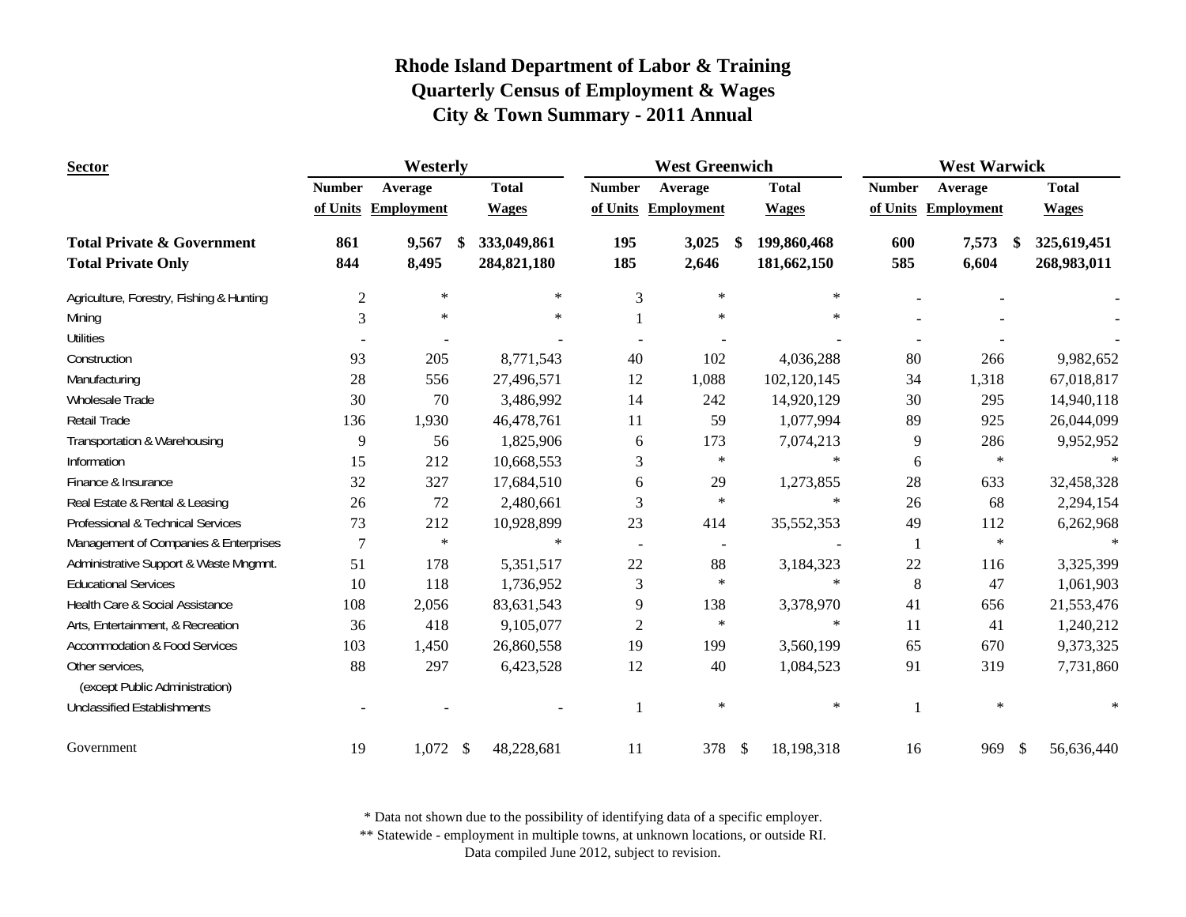# Rhode Island Department of Labor & Training
## Quarterly Census of Employment & Wages
## City & Town Summary - 2011 Annual

| Sector | Westerly | | | West Greenwich | | | West Warwick | | |
|---|---|---|---|---|---|---|---|---|---|
| | Number of Units | Average Employment | Total Wages | Number of Units | Average Employment | Total Wages | Number of Units | Average Employment | Total Wages |
| **Total Private & Government** | **861** | **9,567** | **$ 333,049,861** | **195** | **3,025** | **$ 199,860,468** | **600** | **7,573** | **$ 325,619,451** |
| **Total Private Only** | **844** | **8,495** | **284,821,180** | **185** | **2,646** | **181,662,150** | **585** | **6,604** | **268,983,011** |
| Agriculture, Forestry, Fishing & Hunting | 2 | * | * | 3 | * | * | - | - | - |
| Mining | 3 | * | * | 1 | * | * | - | - | - |
| Utilities | - | - | - | - | - | - | - | - | - |
| Construction | 93 | 205 | 8,771,543 | 40 | 102 | 4,036,288 | 80 | 266 | 9,982,652 |
| Manufacturing | 28 | 556 | 27,496,571 | 12 | 1,088 | 102,120,145 | 34 | 1,318 | 67,018,817 |
| Wholesale Trade | 30 | 70 | 3,486,992 | 14 | 242 | 14,920,129 | 30 | 295 | 14,940,118 |
| Retail Trade | 136 | 1,930 | 46,478,761 | 11 | 59 | 1,077,994 | 89 | 925 | 26,044,099 |
| Transportation & Warehousing | 9 | 56 | 1,825,906 | 6 | 173 | 7,074,213 | 9 | 286 | 9,952,952 |
| Information | 15 | 212 | 10,668,553 | 3 | * | * | 6 | * | * |
| Finance & Insurance | 32 | 327 | 17,684,510 | 6 | 29 | 1,273,855 | 28 | 633 | 32,458,328 |
| Real Estate & Rental & Leasing | 26 | 72 | 2,480,661 | 3 | * | * | 26 | 68 | 2,294,154 |
| Professional & Technical Services | 73 | 212 | 10,928,899 | 23 | 414 | 35,552,353 | 49 | 112 | 6,262,968 |
| Management of Companies & Enterprises | 7 | * | * | - | - | - | 1 | * | * |
| Administrative Support & Waste Mngmnt. | 51 | 178 | 5,351,517 | 22 | 88 | 3,184,323 | 22 | 116 | 3,325,399 |
| Educational Services | 10 | 118 | 1,736,952 | 3 | * | * | 8 | 47 | 1,061,903 |
| Health Care & Social Assistance | 108 | 2,056 | 83,631,543 | 9 | 138 | 3,378,970 | 41 | 656 | 21,553,476 |
| Arts, Entertainment, & Recreation | 36 | 418 | 9,105,077 | 2 | * | * | 11 | 41 | 1,240,212 |
| Accommodation & Food Services | 103 | 1,450 | 26,860,558 | 19 | 199 | 3,560,199 | 65 | 670 | 9,373,325 |
| Other services, (except Public Administration) | 88 | 297 | 6,423,528 | 12 | 40 | 1,084,523 | 91 | 319 | 7,731,860 |
| Unclassified Establishments | - | - | - | 1 | * | * | 1 | * | * |
| Government | 19 | 1,072 | $ 48,228,681 | 11 | 378 | $ 18,198,318 | 16 | 969 | $ 56,636,440 |

\* Data not shown due to the possibility of identifying data of a specific employer.
\*\* Statewide - employment in multiple towns, at unknown locations, or outside RI.
Data compiled June 2012, subject to revision.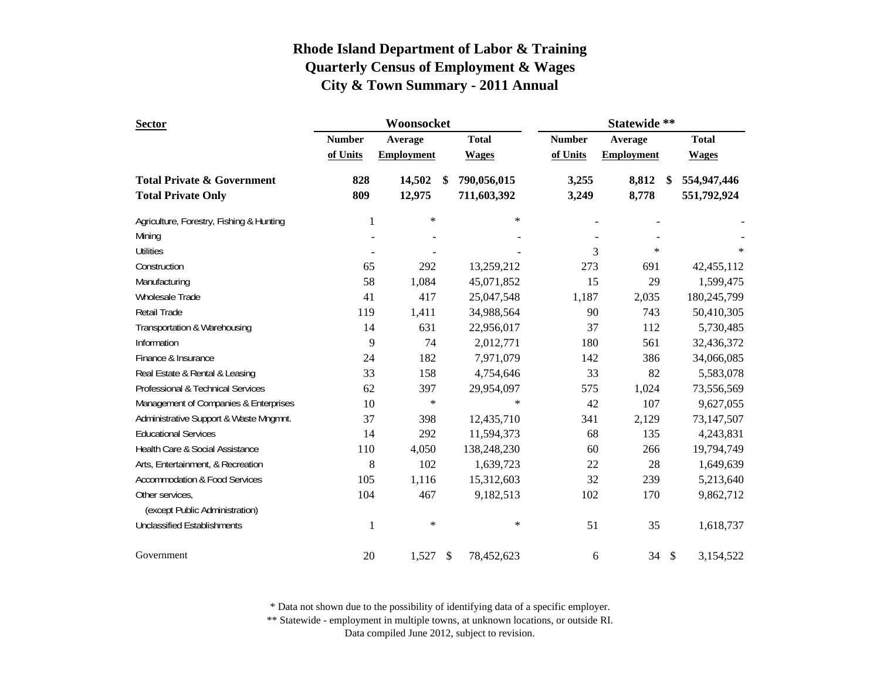# Rhode Island Department of Labor & Training
## Quarterly Census of Employment & Wages
## City & Town Summary - 2011 Annual

| Sector | Woonsocket | | | Statewide ** | | |
|---|---|---|---|---|---|---|
| | Number of Units | Average Employment | Total Wages | Number of Units | Average Employment | Total Wages |
| **Total Private & Government** | **828** | **14,502** | **$ 790,056,015** | **3,255** | **8,812** | **$ 554,947,446** |
| **Total Private Only** | **809** | **12,975** | **711,603,392** | **3,249** | **8,778** | **551,792,924** |
| Agriculture, Forestry, Fishing & Hunting | 1 | * | * | - | - | - |
| Mining | - | - | - | - | - | - |
| Utilities | - | - | - | 3 | * | * |
| Construction | 65 | 292 | 13,259,212 | 273 | 691 | 42,455,112 |
| Manufacturing | 58 | 1,084 | 45,071,852 | 15 | 29 | 1,599,475 |
| Wholesale Trade | 41 | 417 | 25,047,548 | 1,187 | 2,035 | 180,245,799 |
| Retail Trade | 119 | 1,411 | 34,988,564 | 90 | 743 | 50,410,305 |
| Transportation & Warehousing | 14 | 631 | 22,956,017 | 37 | 112 | 5,730,485 |
| Information | 9 | 74 | 2,012,771 | 180 | 561 | 32,436,372 |
| Finance & Insurance | 24 | 182 | 7,971,079 | 142 | 386 | 34,066,085 |
| Real Estate & Rental & Leasing | 33 | 158 | 4,754,646 | 33 | 82 | 5,583,078 |
| Professional & Technical Services | 62 | 397 | 29,954,097 | 575 | 1,024 | 73,556,569 |
| Management of Companies & Enterprises | 10 | * | * | 42 | 107 | 9,627,055 |
| Administrative Support & Waste Mngmnt. | 37 | 398 | 12,435,710 | 341 | 2,129 | 73,147,507 |
| Educational Services | 14 | 292 | 11,594,373 | 68 | 135 | 4,243,831 |
| Health Care & Social Assistance | 110 | 4,050 | 138,248,230 | 60 | 266 | 19,794,749 |
| Arts, Entertainment, & Recreation | 8 | 102 | 1,639,723 | 22 | 28 | 1,649,639 |
| Accommodation & Food Services | 105 | 1,116 | 15,312,603 | 32 | 239 | 5,213,640 |
| Other services, (except Public Administration) | 104 | 467 | 9,182,513 | 102 | 170 | 9,862,712 |
| Unclassified Establishments | 1 | * | * | 51 | 35 | 1,618,737 |
| Government | 20 | 1,527 | $ 78,452,623 | 6 | 34 | $ 3,154,522 |

* Data not shown due to the possibility of identifying data of a specific employer.

** Statewide - employment in multiple towns, at unknown locations, or outside RI.

Data compiled June 2012, subject to revision.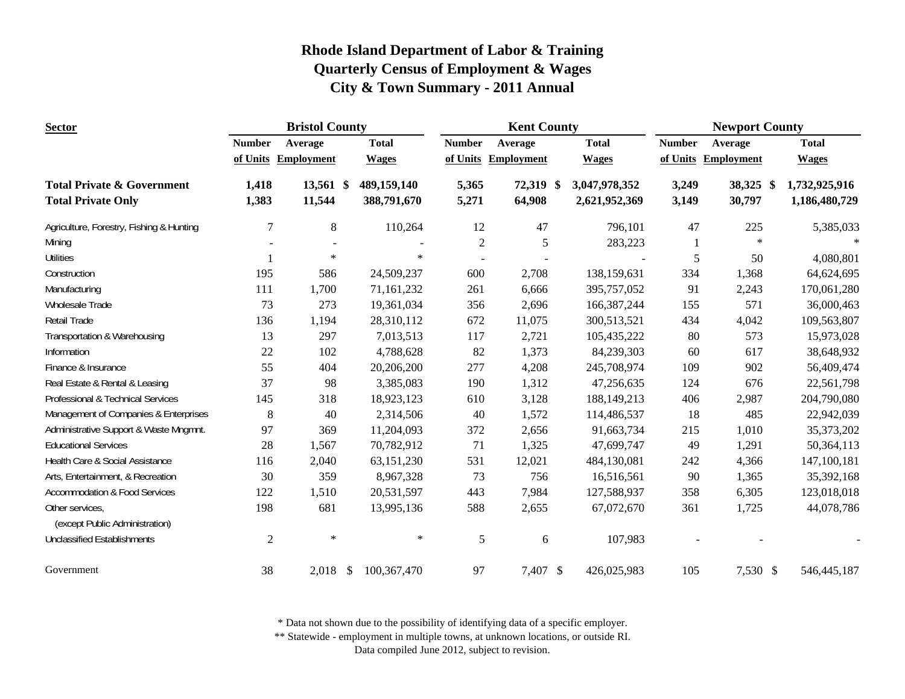# Rhode Island Department of Labor & Training
## Quarterly Census of Employment & Wages
## City & Town Summary - 2011 Annual

| Sector | Bristol County | | | Kent County | | | Newport County | | |
|---|---|---|---|---|---|---|---|---|---|
| | Number of Units | Average Employment | Total Wages | Number of Units | Average Employment | Total Wages | Number of Units | Average Employment | Total Wages |
| **Total Private & Government** | **1,418** | **13,561** | **$ 489,159,140** | **5,365** | **72,319** | **$ 3,047,978,352** | **3,249** | **38,325** | **$ 1,732,925,916** |
| **Total Private Only** | **1,383** | **11,544** | **388,791,670** | **5,271** | **64,908** | **2,621,952,369** | **3,149** | **30,797** | **1,186,480,729** |
| Agriculture, Forestry, Fishing & Hunting | 7 | 8 | 110,264 | 12 | 47 | 796,101 | 47 | 225 | 5,385,033 |
| Mining | - | - | - | 2 | 5 | 283,223 | 1 | * | * |
| Utilities | 1 | * | * | - | - | - | 5 | 50 | 4,080,801 |
| Construction | 195 | 586 | 24,509,237 | 600 | 2,708 | 138,159,631 | 334 | 1,368 | 64,624,695 |
| Manufacturing | 111 | 1,700 | 71,161,232 | 261 | 6,666 | 395,757,052 | 91 | 2,243 | 170,061,280 |
| Wholesale Trade | 73 | 273 | 19,361,034 | 356 | 2,696 | 166,387,244 | 155 | 571 | 36,000,463 |
| Retail Trade | 136 | 1,194 | 28,310,112 | 672 | 11,075 | 300,513,521 | 434 | 4,042 | 109,563,807 |
| Transportation & Warehousing | 13 | 297 | 7,013,513 | 117 | 2,721 | 105,435,222 | 80 | 573 | 15,973,028 |
| Information | 22 | 102 | 4,788,628 | 82 | 1,373 | 84,239,303 | 60 | 617 | 38,648,932 |
| Finance & Insurance | 55 | 404 | 20,206,200 | 277 | 4,208 | 245,708,974 | 109 | 902 | 56,409,474 |
| Real Estate & Rental & Leasing | 37 | 98 | 3,385,083 | 190 | 1,312 | 47,256,635 | 124 | 676 | 22,561,798 |
| Professional & Technical Services | 145 | 318 | 18,923,123 | 610 | 3,128 | 188,149,213 | 406 | 2,987 | 204,790,080 |
| Management of Companies & Enterprises | 8 | 40 | 2,314,506 | 40 | 1,572 | 114,486,537 | 18 | 485 | 22,942,039 |
| Administrative Support & Waste Mngmnt. | 97 | 369 | 11,204,093 | 372 | 2,656 | 91,663,734 | 215 | 1,010 | 35,373,202 |
| Educational Services | 28 | 1,567 | 70,782,912 | 71 | 1,325 | 47,699,747 | 49 | 1,291 | 50,364,113 |
| Health Care & Social Assistance | 116 | 2,040 | 63,151,230 | 531 | 12,021 | 484,130,081 | 242 | 4,366 | 147,100,181 |
| Arts, Entertainment, & Recreation | 30 | 359 | 8,967,328 | 73 | 756 | 16,516,561 | 90 | 1,365 | 35,392,168 |
| Accommodation & Food Services | 122 | 1,510 | 20,531,597 | 443 | 7,984 | 127,588,937 | 358 | 6,305 | 123,018,018 |
| Other services, (except Public Administration) | 198 | 681 | 13,995,136 | 588 | 2,655 | 67,072,670 | 361 | 1,725 | 44,078,786 |
| Unclassified Establishments | 2 | * | * | 5 | 6 | 107,983 | - | - | - |
| Government | 38 | 2,018 | $ 100,367,470 | 97 | 7,407 | $ 426,025,983 | 105 | 7,530 | $ 546,445,187 |

\* Data not shown due to the possibility of identifying data of a specific employer.

\*\* Statewide - employment in multiple towns, at unknown locations, or outside RI.

Data compiled June 2012, subject to revision.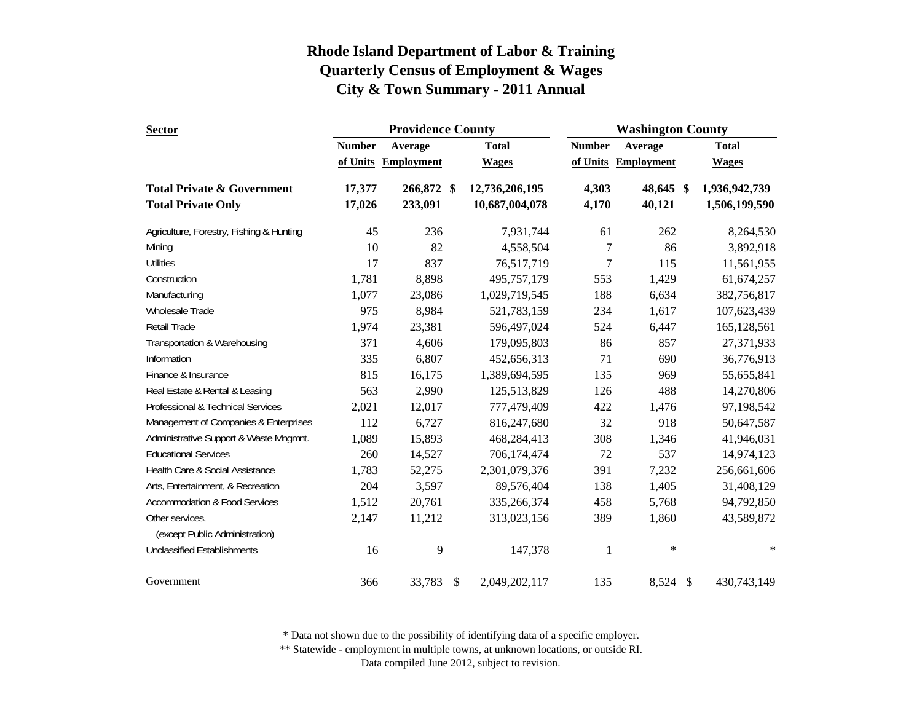# Rhode Island Department of Labor & Training
# Quarterly Census of Employment & Wages
# City & Town Summary - 2011 Annual

| Sector | Providence County | | | Washington County | | |
|---|---|---|---|---|---|---|
| | Number of Units | Average Employment | Total Wages | Number of Units | Average Employment | Total Wages |
| **Total Private & Government** | **17,377** | **266,872** | **$ 12,736,206,195** | **4,303** | **48,645** | **$ 1,936,942,739** |
| **Total Private Only** | **17,026** | **233,091** | **10,687,004,078** | **4,170** | **40,121** | **1,506,199,590** |
| Agriculture, Forestry, Fishing & Hunting | 45 | 236 | 7,931,744 | 61 | 262 | 8,264,530 |
| Mining | 10 | 82 | 4,558,504 | 7 | 86 | 3,892,918 |
| Utilities | 17 | 837 | 76,517,719 | 7 | 115 | 11,561,955 |
| Construction | 1,781 | 8,898 | 495,757,179 | 553 | 1,429 | 61,674,257 |
| Manufacturing | 1,077 | 23,086 | 1,029,719,545 | 188 | 6,634 | 382,756,817 |
| Wholesale Trade | 975 | 8,984 | 521,783,159 | 234 | 1,617 | 107,623,439 |
| Retail Trade | 1,974 | 23,381 | 596,497,024 | 524 | 6,447 | 165,128,561 |
| Transportation & Warehousing | 371 | 4,606 | 179,095,803 | 86 | 857 | 27,371,933 |
| Information | 335 | 6,807 | 452,656,313 | 71 | 690 | 36,776,913 |
| Finance & Insurance | 815 | 16,175 | 1,389,694,595 | 135 | 969 | 55,655,841 |
| Real Estate & Rental & Leasing | 563 | 2,990 | 125,513,829 | 126 | 488 | 14,270,806 |
| Professional & Technical Services | 2,021 | 12,017 | 777,479,409 | 422 | 1,476 | 97,198,542 |
| Management of Companies & Enterprises | 112 | 6,727 | 816,247,680 | 32 | 918 | 50,647,587 |
| Administrative Support & Waste Mngmnt. | 1,089 | 15,893 | 468,284,413 | 308 | 1,346 | 41,946,031 |
| Educational Services | 260 | 14,527 | 706,174,474 | 72 | 537 | 14,974,123 |
| Health Care & Social Assistance | 1,783 | 52,275 | 2,301,079,376 | 391 | 7,232 | 256,661,606 |
| Arts, Entertainment, & Recreation | 204 | 3,597 | 89,576,404 | 138 | 1,405 | 31,408,129 |
| Accommodation & Food Services | 1,512 | 20,761 | 335,266,374 | 458 | 5,768 | 94,792,850 |
| Other services, (except Public Administration) | 2,147 | 11,212 | 313,023,156 | 389 | 1,860 | 43,589,872 |
| Unclassified Establishments | 16 | 9 | 147,378 | 1 | * | * |
| Government | 366 | 33,783 | $ 2,049,202,117 | 135 | 8,524 | $ 430,743,149 |

* Data not shown due to the possibility of identifying data of a specific employer.
** Statewide - employment in multiple towns, at unknown locations, or outside RI.
Data compiled June 2012, subject to revision.